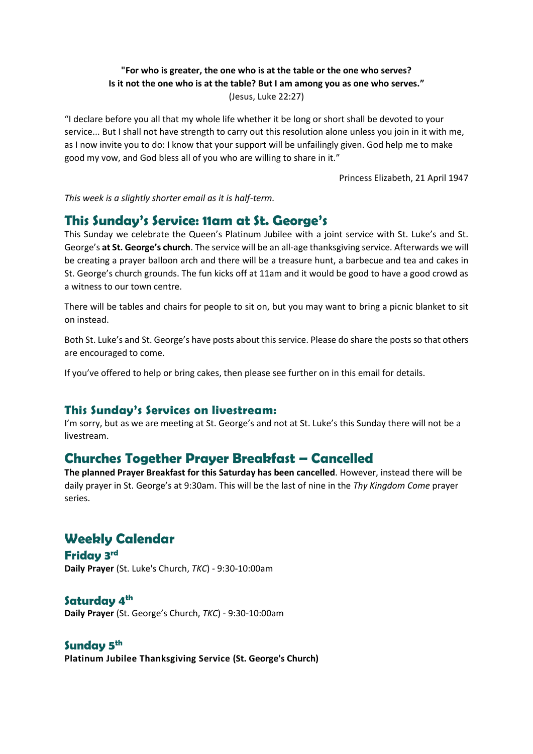**"For who is greater, the one who is at the table or the one who serves?**
**Is it not the one who is at the table? But I am among you as one who serves."**
(Jesus, Luke 22:27)

"I declare before you all that my whole life whether it be long or short shall be devoted to your service... But I shall not have strength to carry out this resolution alone unless you join in it with me, as I now invite you to do: I know that your support will be unfailingly given. God help me to make good my vow, and God bless all of you who are willing to share in it."

Princess Elizabeth, 21 April 1947

*This week is a slightly shorter email as it is half-term.*

## This Sunday's Service: 11am at St. George's

This Sunday we celebrate the Queen's Platinum Jubilee with a joint service with St. Luke's and St. George's **at St. George's church**. The service will be an all-age thanksgiving service. Afterwards we will be creating a prayer balloon arch and there will be a treasure hunt, a barbecue and tea and cakes in St. George's church grounds. The fun kicks off at 11am and it would be good to have a good crowd as a witness to our town centre.

There will be tables and chairs for people to sit on, but you may want to bring a picnic blanket to sit on instead.

Both St. Luke's and St. George's have posts about this service. Please do share the posts so that others are encouraged to come.

If you've offered to help or bring cakes, then please see further on in this email for details.

### This Sunday's Services on livestream:

I'm sorry, but as we are meeting at St. George's and not at St. Luke's this Sunday there will not be a livestream.

## Churches Together Prayer Breakfast – Cancelled

**The planned Prayer Breakfast for this Saturday has been cancelled**. However, instead there will be daily prayer in St. George's at 9:30am. This will be the last of nine in the *Thy Kingdom Come* prayer series.

## Weekly Calendar

### Friday 3rd

**Daily Prayer** (St. Luke's Church, *TKC*) - 9:30-10:00am

### Saturday 4th

**Daily Prayer** (St. George's Church, *TKC*) - 9:30-10:00am

### Sunday 5th

**Platinum Jubilee Thanksgiving Service (St. George's Church)**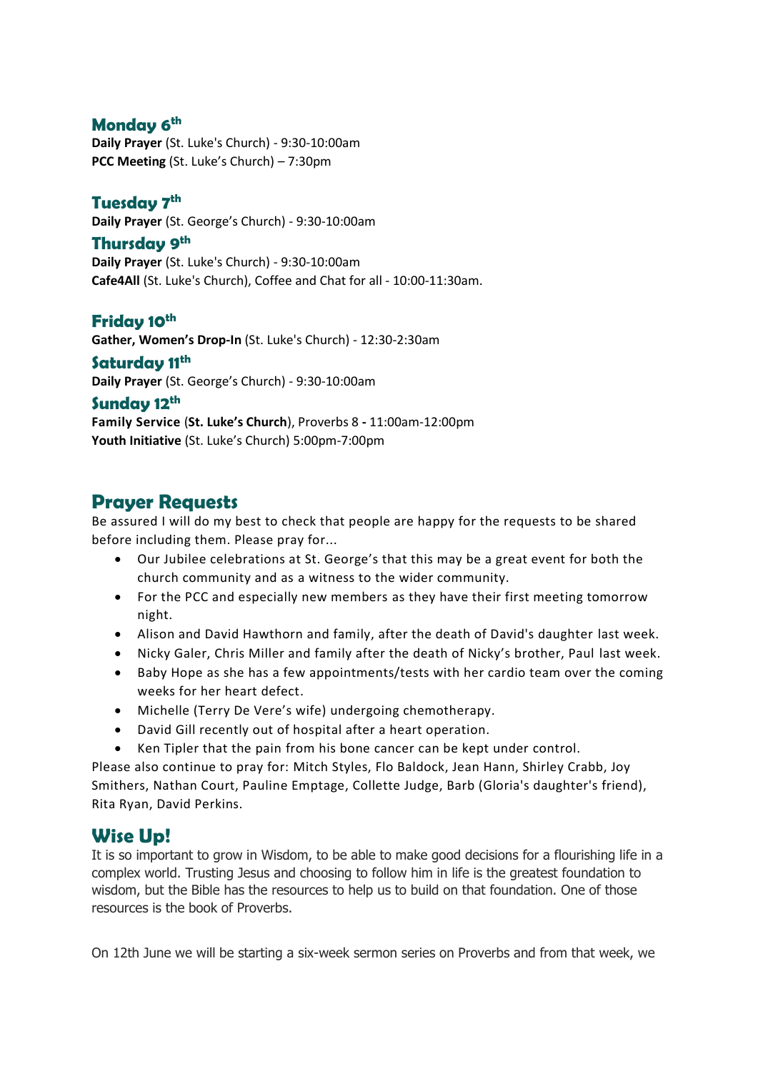### Monday 6th

**Daily Prayer** (St. Luke's Church) - 9:30-10:00am
**PCC Meeting** (St. Luke's Church) – 7:30pm

### Tuesday 7th

**Daily Prayer** (St. George's Church) - 9:30-10:00am

### Thursday 9th

**Daily Prayer** (St. Luke's Church) - 9:30-10:00am
**Cafe4All** (St. Luke's Church), Coffee and Chat for all - 10:00-11:30am.

### Friday 10th

**Gather, Women's Drop-In** (St. Luke's Church) - 12:30-2:30am

### Saturday 11th

**Daily Prayer** (St. George's Church) - 9:30-10:00am

### Sunday 12th

**Family Service** (**St. Luke's Church**), Proverbs 8 **-** 11:00am-12:00pm
**Youth Initiative** (St. Luke's Church) 5:00pm-7:00pm

## Prayer Requests

Be assured I will do my best to check that people are happy for the requests to be shared before including them. Please pray for...

- Our Jubilee celebrations at St. George's that this may be a great event for both the church community and as a witness to the wider community.
- For the PCC and especially new members as they have their first meeting tomorrow night.
- Alison and David Hawthorn and family, after the death of David's daughter last week.
- Nicky Galer, Chris Miller and family after the death of Nicky's brother, Paul last week.
- Baby Hope as she has a few appointments/tests with her cardio team over the coming weeks for her heart defect.
- Michelle (Terry De Vere's wife) undergoing chemotherapy.
- David Gill recently out of hospital after a heart operation.
- Ken Tipler that the pain from his bone cancer can be kept under control.

Please also continue to pray for: Mitch Styles, Flo Baldock, Jean Hann, Shirley Crabb, Joy Smithers, Nathan Court, Pauline Emptage, Collette Judge, Barb (Gloria's daughter's friend), Rita Ryan, David Perkins.

## Wise Up!

It is so important to grow in Wisdom, to be able to make good decisions for a flourishing life in a complex world. Trusting Jesus and choosing to follow him in life is the greatest foundation to wisdom, but the Bible has the resources to help us to build on that foundation. One of those resources is the book of Proverbs.

On 12th June we will be starting a six-week sermon series on Proverbs and from that week, we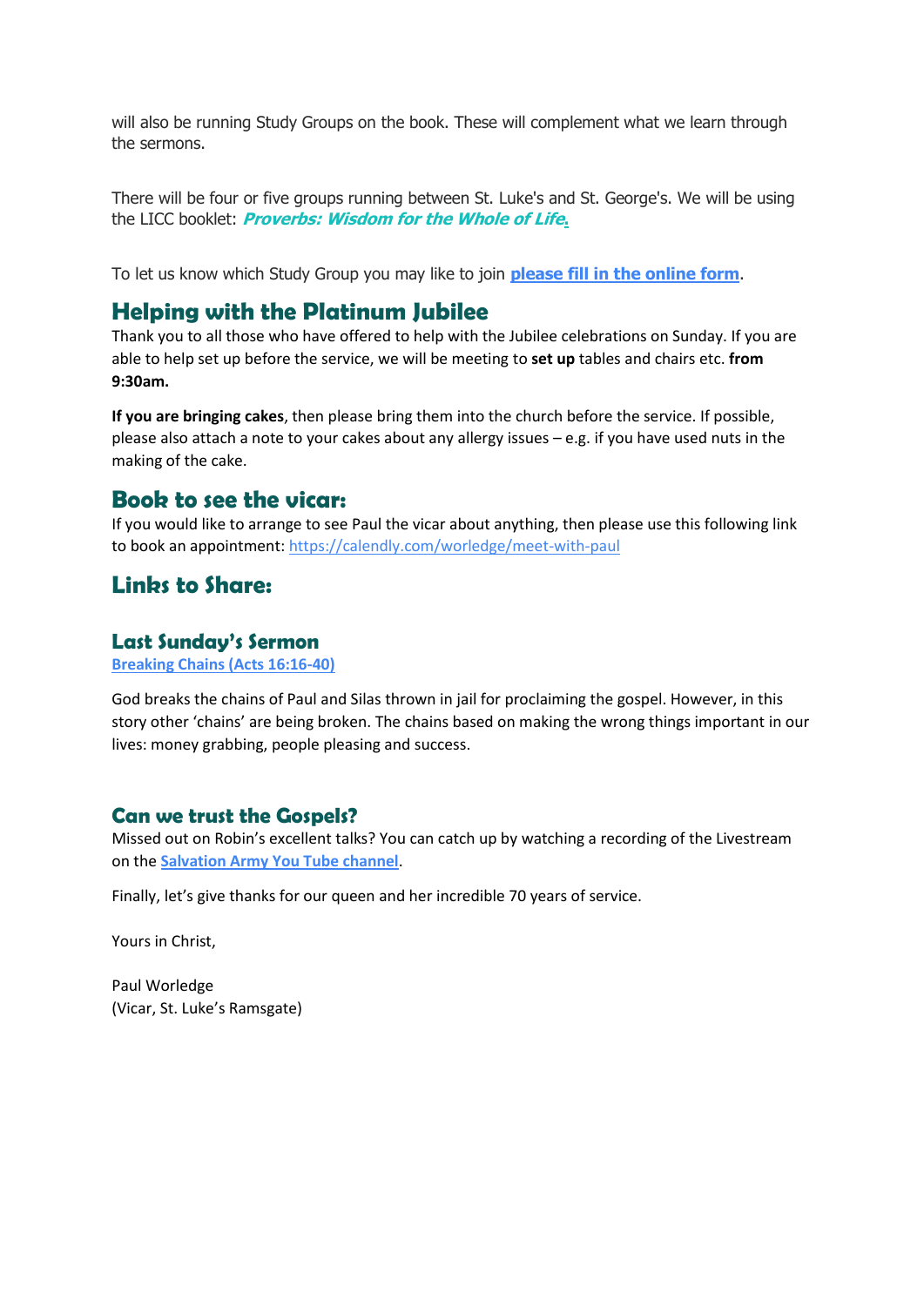will also be running Study Groups on the book. These will complement what we learn through the sermons.

There will be four or five groups running between St. Luke's and St. George's. We will be using the LICC booklet: ***Proverbs: Wisdom for the Whole of Life*.**

To let us know which Study Group you may like to join **please fill in the online form**.

## Helping with the Platinum Jubilee

Thank you to all those who have offered to help with the Jubilee celebrations on Sunday. If you are able to help set up before the service, we will be meeting to **set up** tables and chairs etc. **from 9:30am.**

**If you are bringing cakes**, then please bring them into the church before the service. If possible, please also attach a note to your cakes about any allergy issues – e.g. if you have used nuts in the making of the cake.

## Book to see the vicar:

If you would like to arrange to see Paul the vicar about anything, then please use this following link to book an appointment: https://calendly.com/worledge/meet-with-paul

## Links to Share:

### Last Sunday's Sermon

**Breaking Chains (Acts 16:16-40)**

God breaks the chains of Paul and Silas thrown in jail for proclaiming the gospel. However, in this story other 'chains' are being broken. The chains based on making the wrong things important in our lives: money grabbing, people pleasing and success.

### Can we trust the Gospels?

Missed out on Robin's excellent talks? You can catch up by watching a recording of the Livestream on the **Salvation Army You Tube channel**.

Finally, let's give thanks for our queen and her incredible 70 years of service.

Yours in Christ,

Paul Worledge
(Vicar, St. Luke's Ramsgate)